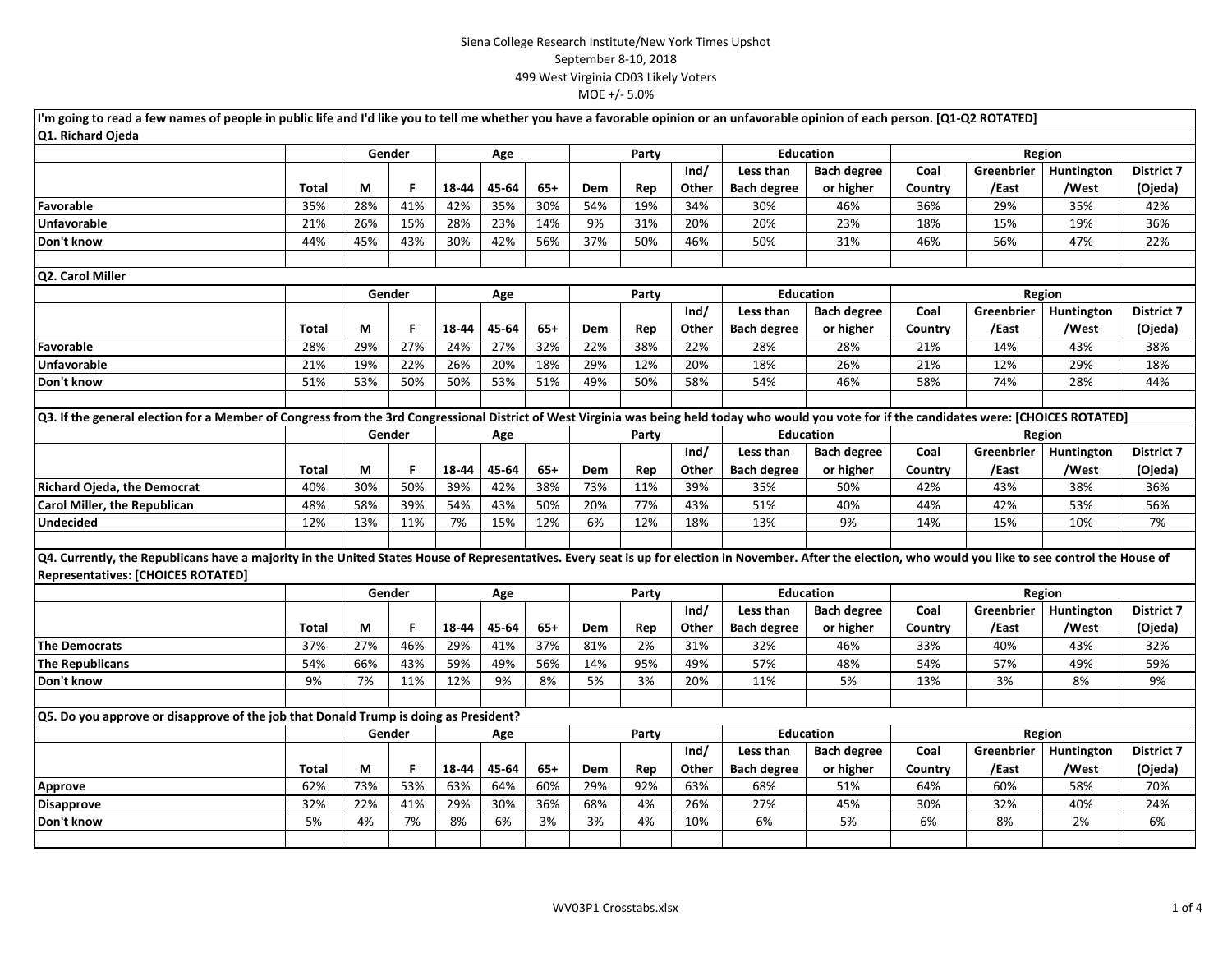Siena College Research Institute/New York Times Upshot
September 8-10, 2018
499 West Virginia CD03 Likely Voters
MOE +/- 5.0%

I'm going to read a few names of people in public life and I'd like you to tell me whether you have a favorable opinion or an unfavorable opinion of each person. [Q1-Q2 ROTATED]

**Q1. Richard Ojeda**

| | | Gender | | Age | | | Party | | | Education | | Region | | | |
|---|---|---|---|---|---|---|---|---|---|---|---|---|---|---|---|
| | Total | M | F | 18-44 | 45-64 | 65+ | Dem | Rep | Ind/ Other | Less than Bach degree | Bach degree or higher | Coal Country | Greenbrier /East | Huntington /West | District 7 (Ojeda) |
| **Favorable** | 35% | 28% | 41% | 42% | 35% | 30% | 54% | 19% | 34% | 30% | 46% | 36% | 29% | 35% | 42% |
| **Unfavorable** | 21% | 26% | 15% | 28% | 23% | 14% | 9% | 31% | 20% | 20% | 23% | 18% | 15% | 19% | 36% |
| **Don't know** | 44% | 45% | 43% | 30% | 42% | 56% | 37% | 50% | 46% | 50% | 31% | 46% | 56% | 47% | 22% |

**Q2. Carol Miller**

| | | Gender | | Age | | | Party | | | Education | | Region | | | |
|---|---|---|---|---|---|---|---|---|---|---|---|---|---|---|---|
| | Total | M | F | 18-44 | 45-64 | 65+ | Dem | Rep | Ind/ Other | Less than Bach degree | Bach degree or higher | Coal Country | Greenbrier /East | Huntington /West | District 7 (Ojeda) |
| **Favorable** | 28% | 29% | 27% | 24% | 27% | 32% | 22% | 38% | 22% | 28% | 28% | 21% | 14% | 43% | 38% |
| **Unfavorable** | 21% | 19% | 22% | 26% | 20% | 18% | 29% | 12% | 20% | 18% | 26% | 21% | 12% | 29% | 18% |
| **Don't know** | 51% | 53% | 50% | 50% | 53% | 51% | 49% | 50% | 58% | 54% | 46% | 58% | 74% | 28% | 44% |

**Q3. If the general election for a Member of Congress from the 3rd Congressional District of West Virginia was being held today who would you vote for if the candidates were: [CHOICES ROTATED]**

| | | Gender | | Age | | | Party | | | Education | | Region | | | |
|---|---|---|---|---|---|---|---|---|---|---|---|---|---|---|---|
| | Total | M | F | 18-44 | 45-64 | 65+ | Dem | Rep | Ind/ Other | Less than Bach degree | Bach degree or higher | Coal Country | Greenbrier /East | Huntington /West | District 7 (Ojeda) |
| **Richard Ojeda, the Democrat** | 40% | 30% | 50% | 39% | 42% | 38% | 73% | 11% | 39% | 35% | 50% | 42% | 43% | 38% | 36% |
| **Carol Miller, the Republican** | 48% | 58% | 39% | 54% | 43% | 50% | 20% | 77% | 43% | 51% | 40% | 44% | 42% | 53% | 56% |
| **Undecided** | 12% | 13% | 11% | 7% | 15% | 12% | 6% | 12% | 18% | 13% | 9% | 14% | 15% | 10% | 7% |

**Q4. Currently, the Republicans have a majority in the United States House of Representatives. Every seat is up for election in November. After the election, who would you like to see control the House of Representatives: [CHOICES ROTATED]**

| | | Gender | | Age | | | Party | | | Education | | Region | | | |
|---|---|---|---|---|---|---|---|---|---|---|---|---|---|---|---|
| | Total | M | F | 18-44 | 45-64 | 65+ | Dem | Rep | Ind/ Other | Less than Bach degree | Bach degree or higher | Coal Country | Greenbrier /East | Huntington /West | District 7 (Ojeda) |
| **The Democrats** | 37% | 27% | 46% | 29% | 41% | 37% | 81% | 2% | 31% | 32% | 46% | 33% | 40% | 43% | 32% |
| **The Republicans** | 54% | 66% | 43% | 59% | 49% | 56% | 14% | 95% | 49% | 57% | 48% | 54% | 57% | 49% | 59% |
| **Don't know** | 9% | 7% | 11% | 12% | 9% | 8% | 5% | 3% | 20% | 11% | 5% | 13% | 3% | 8% | 9% |

**Q5. Do you approve or disapprove of the job that Donald Trump is doing as President?**

| | | Gender | | Age | | | Party | | | Education | | Region | | | |
|---|---|---|---|---|---|---|---|---|---|---|---|---|---|---|---|
| | Total | M | F | 18-44 | 45-64 | 65+ | Dem | Rep | Ind/ Other | Less than Bach degree | Bach degree or higher | Coal Country | Greenbrier /East | Huntington /West | District 7 (Ojeda) |
| **Approve** | 62% | 73% | 53% | 63% | 64% | 60% | 29% | 92% | 63% | 68% | 51% | 64% | 60% | 58% | 70% |
| **Disapprove** | 32% | 22% | 41% | 29% | 30% | 36% | 68% | 4% | 26% | 27% | 45% | 30% | 32% | 40% | 24% |
| **Don't know** | 5% | 4% | 7% | 8% | 6% | 3% | 3% | 4% | 10% | 6% | 5% | 6% | 8% | 2% | 6% |

WV03P1 Crosstabs.xlsx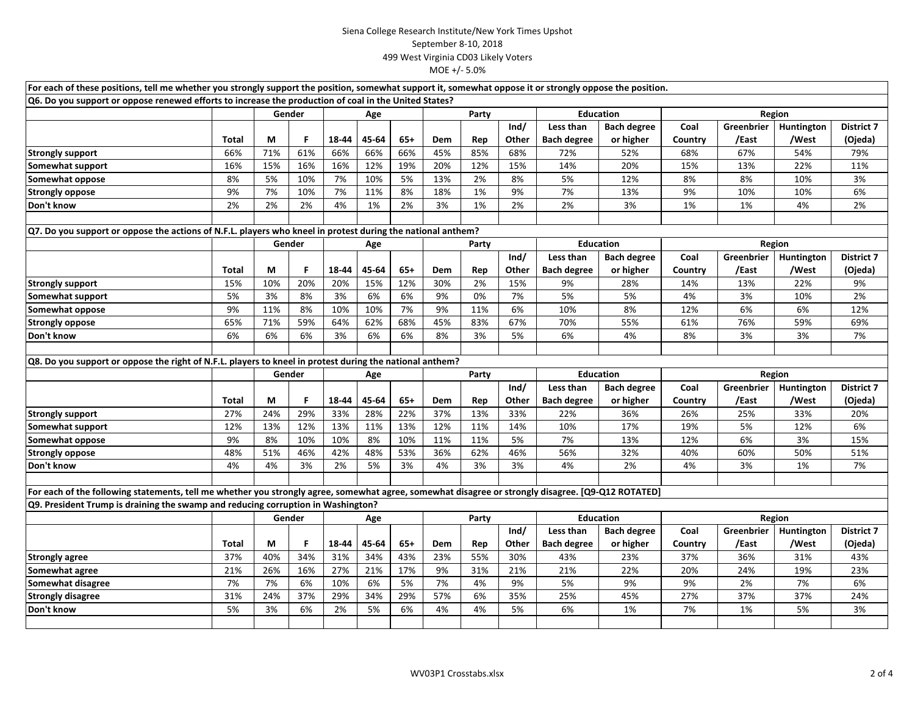Siena College Research Institute/New York Times Upshot
September 8-10, 2018
499 West Virginia CD03 Likely Voters
MOE +/- 5.0%

For each of these positions, tell me whether you strongly support the position, somewhat support it, somewhat oppose it or strongly oppose the position.

**Q6. Do you support or oppose renewed efforts to increase the production of coal in the United States?**

| | | Gender | | Age | | | Party | | | Education | | Region | | | |
|---|---|---|---|---|---|---|---|---|---|---|---|---|---|---|---|
| | Total | M | F | 18-44 | 45-64 | 65+ | Dem | Rep | Ind/ Other | Less than Bach degree | Bach degree or higher | Coal Country | Greenbrier /East | Huntington /West | District 7 (Ojeda) |
| **Strongly support** | 66% | 71% | 61% | 66% | 66% | 66% | 45% | 85% | 68% | 72% | 52% | 68% | 67% | 54% | 79% |
| **Somewhat support** | 16% | 15% | 16% | 16% | 12% | 19% | 20% | 12% | 15% | 14% | 20% | 15% | 13% | 22% | 11% |
| **Somewhat oppose** | 8% | 5% | 10% | 7% | 10% | 5% | 13% | 2% | 8% | 5% | 12% | 8% | 8% | 10% | 3% |
| **Strongly oppose** | 9% | 7% | 10% | 7% | 11% | 8% | 18% | 1% | 9% | 7% | 13% | 9% | 10% | 10% | 6% |
| **Don't know** | 2% | 2% | 2% | 4% | 1% | 2% | 3% | 1% | 2% | 2% | 3% | 1% | 1% | 4% | 2% |

**Q7. Do you support or oppose the actions of N.F.L. players who kneel in protest during the national anthem?**

| | | Gender | | Age | | | Party | | | Education | | Region | | | |
|---|---|---|---|---|---|---|---|---|---|---|---|---|---|---|---|
| | Total | M | F | 18-44 | 45-64 | 65+ | Dem | Rep | Ind/ Other | Less than Bach degree | Bach degree or higher | Coal Country | Greenbrier /East | Huntington /West | District 7 (Ojeda) |
| **Strongly support** | 15% | 10% | 20% | 20% | 15% | 12% | 30% | 2% | 15% | 9% | 28% | 14% | 13% | 22% | 9% |
| **Somewhat support** | 5% | 3% | 8% | 3% | 6% | 6% | 9% | 0% | 7% | 5% | 5% | 4% | 3% | 10% | 2% |
| **Somewhat oppose** | 9% | 11% | 8% | 10% | 10% | 7% | 9% | 11% | 6% | 10% | 8% | 12% | 6% | 6% | 12% |
| **Strongly oppose** | 65% | 71% | 59% | 64% | 62% | 68% | 45% | 83% | 67% | 70% | 55% | 61% | 76% | 59% | 69% |
| **Don't know** | 6% | 6% | 6% | 3% | 6% | 6% | 8% | 3% | 5% | 6% | 4% | 8% | 3% | 3% | 7% |

**Q8. Do you support or oppose the right of N.F.L. players to kneel in protest during the national anthem?**

| | | Gender | | Age | | | Party | | | Education | | Region | | | |
|---|---|---|---|---|---|---|---|---|---|---|---|---|---|---|---|
| | Total | M | F | 18-44 | 45-64 | 65+ | Dem | Rep | Ind/ Other | Less than Bach degree | Bach degree or higher | Coal Country | Greenbrier /East | Huntington /West | District 7 (Ojeda) |
| **Strongly support** | 27% | 24% | 29% | 33% | 28% | 22% | 37% | 13% | 33% | 22% | 36% | 26% | 25% | 33% | 20% |
| **Somewhat support** | 12% | 13% | 12% | 13% | 11% | 13% | 12% | 11% | 14% | 10% | 17% | 19% | 5% | 12% | 6% |
| **Somewhat oppose** | 9% | 8% | 10% | 10% | 8% | 10% | 11% | 11% | 5% | 7% | 13% | 12% | 6% | 3% | 15% |
| **Strongly oppose** | 48% | 51% | 46% | 42% | 48% | 53% | 36% | 62% | 46% | 56% | 32% | 40% | 60% | 50% | 51% |
| **Don't know** | 4% | 4% | 3% | 2% | 5% | 3% | 4% | 3% | 3% | 4% | 2% | 4% | 3% | 1% | 7% |

For each of the following statements, tell me whether you strongly agree, somewhat agree, somewhat disagree or strongly disagree. [Q9-Q12 ROTATED]

**Q9. President Trump is draining the swamp and reducing corruption in Washington?**

| | | Gender | | Age | | | Party | | | Education | | Region | | | |
|---|---|---|---|---|---|---|---|---|---|---|---|---|---|---|---|
| | Total | M | F | 18-44 | 45-64 | 65+ | Dem | Rep | Ind/ Other | Less than Bach degree | Bach degree or higher | Coal Country | Greenbrier /East | Huntington /West | District 7 (Ojeda) |
| **Strongly agree** | 37% | 40% | 34% | 31% | 34% | 43% | 23% | 55% | 30% | 43% | 23% | 37% | 36% | 31% | 43% |
| **Somewhat agree** | 21% | 26% | 16% | 27% | 21% | 17% | 9% | 31% | 21% | 21% | 22% | 20% | 24% | 19% | 23% |
| **Somewhat disagree** | 7% | 7% | 6% | 10% | 6% | 5% | 7% | 4% | 9% | 5% | 9% | 9% | 2% | 7% | 6% |
| **Strongly disagree** | 31% | 24% | 37% | 29% | 34% | 29% | 57% | 6% | 35% | 25% | 45% | 27% | 37% | 37% | 24% |
| **Don't know** | 5% | 3% | 6% | 2% | 5% | 6% | 4% | 4% | 5% | 6% | 1% | 7% | 1% | 5% | 3% |

WV03P1 Crosstabs.xlsx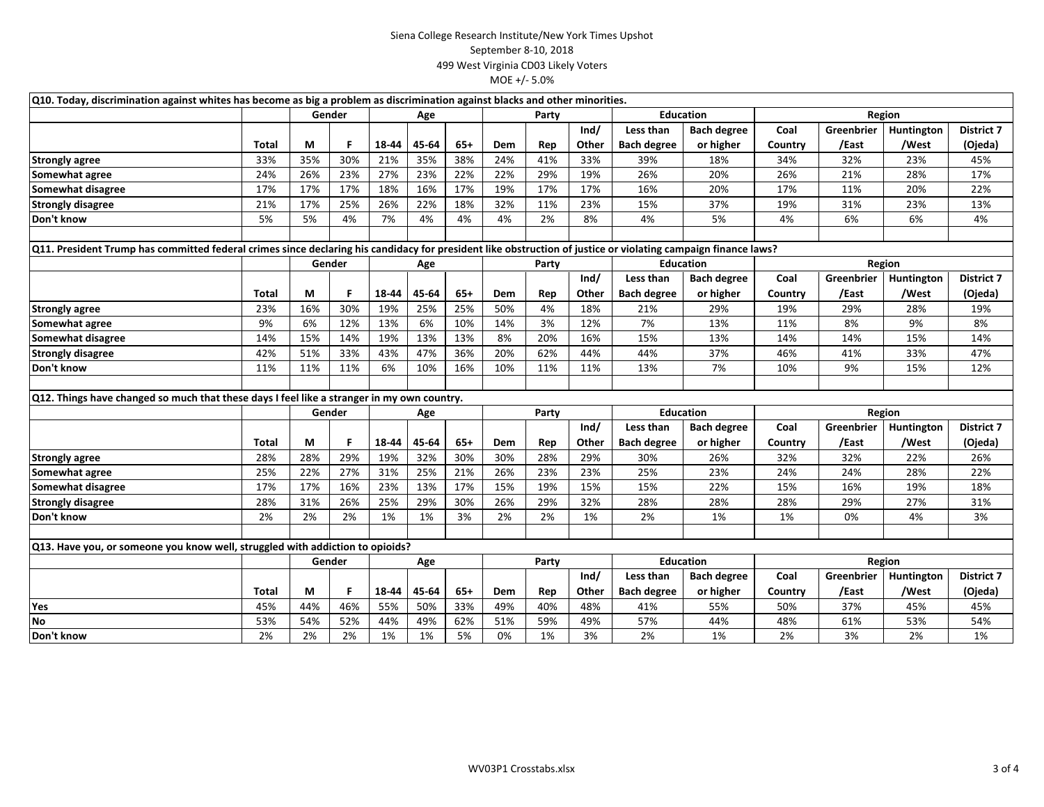Siena College Research Institute/New York Times Upshot
September 8-10, 2018
499 West Virginia CD03 Likely Voters
MOE +/- 5.0%

**Q10. Today, discrimination against whites has become as big a problem as discrimination against blacks and other minorities.**

| | | Gender | | Age | | | Party | | | Education | | Region | | | |
|---|---|---|---|---|---|---|---|---|---|---|---|---|---|---|---|
| | Total | M | F | 18-44 | 45-64 | 65+ | Dem | Rep | Ind/ Other | Less than Bach degree | Bach degree or higher | Coal Country | Greenbrier /East | Huntington /West | District 7 (Ojeda) |
| **Strongly agree** | 33% | 35% | 30% | 21% | 35% | 38% | 24% | 41% | 33% | 39% | 18% | 34% | 32% | 23% | 45% |
| **Somewhat agree** | 24% | 26% | 23% | 27% | 23% | 22% | 22% | 29% | 19% | 26% | 20% | 26% | 21% | 28% | 17% |
| **Somewhat disagree** | 17% | 17% | 17% | 18% | 16% | 17% | 19% | 17% | 17% | 16% | 20% | 17% | 11% | 20% | 22% |
| **Strongly disagree** | 21% | 17% | 25% | 26% | 22% | 18% | 32% | 11% | 23% | 15% | 37% | 19% | 31% | 23% | 13% |
| **Don't know** | 5% | 5% | 4% | 7% | 4% | 4% | 4% | 2% | 8% | 4% | 5% | 4% | 6% | 6% | 4% |

**Q11. President Trump has committed federal crimes since declaring his candidacy for president like obstruction of justice or violating campaign finance laws?**

| | | Gender | | Age | | | Party | | | Education | | Region | | | |
|---|---|---|---|---|---|---|---|---|---|---|---|---|---|---|---|
| | Total | M | F | 18-44 | 45-64 | 65+ | Dem | Rep | Ind/ Other | Less than Bach degree | Bach degree or higher | Coal Country | Greenbrier /East | Huntington /West | District 7 (Ojeda) |
| **Strongly agree** | 23% | 16% | 30% | 19% | 25% | 25% | 50% | 4% | 18% | 21% | 29% | 19% | 29% | 28% | 19% |
| **Somewhat agree** | 9% | 6% | 12% | 13% | 6% | 10% | 14% | 3% | 12% | 7% | 13% | 11% | 8% | 9% | 8% |
| **Somewhat disagree** | 14% | 15% | 14% | 19% | 13% | 13% | 8% | 20% | 16% | 15% | 13% | 14% | 14% | 15% | 14% |
| **Strongly disagree** | 42% | 51% | 33% | 43% | 47% | 36% | 20% | 62% | 44% | 44% | 37% | 46% | 41% | 33% | 47% |
| **Don't know** | 11% | 11% | 11% | 6% | 10% | 16% | 10% | 11% | 11% | 13% | 7% | 10% | 9% | 15% | 12% |

**Q12. Things have changed so much that these days I feel like a stranger in my own country.**

| | | Gender | | Age | | | Party | | | Education | | Region | | | |
|---|---|---|---|---|---|---|---|---|---|---|---|---|---|---|---|
| | Total | M | F | 18-44 | 45-64 | 65+ | Dem | Rep | Ind/ Other | Less than Bach degree | Bach degree or higher | Coal Country | Greenbrier /East | Huntington /West | District 7 (Ojeda) |
| **Strongly agree** | 28% | 28% | 29% | 19% | 32% | 30% | 30% | 28% | 29% | 30% | 26% | 32% | 32% | 22% | 26% |
| **Somewhat agree** | 25% | 22% | 27% | 31% | 25% | 21% | 26% | 23% | 23% | 25% | 23% | 24% | 24% | 28% | 22% |
| **Somewhat disagree** | 17% | 17% | 16% | 23% | 13% | 17% | 15% | 19% | 15% | 15% | 22% | 15% | 16% | 19% | 18% |
| **Strongly disagree** | 28% | 31% | 26% | 25% | 29% | 30% | 26% | 29% | 32% | 28% | 28% | 28% | 29% | 27% | 31% |
| **Don't know** | 2% | 2% | 2% | 1% | 1% | 3% | 2% | 2% | 1% | 2% | 1% | 1% | 0% | 4% | 3% |

**Q13. Have you, or someone you know well, struggled with addiction to opioids?**

| | | Gender | | Age | | | Party | | | Education | | Region | | | |
|---|---|---|---|---|---|---|---|---|---|---|---|---|---|---|---|
| | Total | M | F | 18-44 | 45-64 | 65+ | Dem | Rep | Ind/ Other | Less than Bach degree | Bach degree or higher | Coal Country | Greenbrier /East | Huntington /West | District 7 (Ojeda) |
| **Yes** | 45% | 44% | 46% | 55% | 50% | 33% | 49% | 40% | 48% | 41% | 55% | 50% | 37% | 45% | 45% |
| **No** | 53% | 54% | 52% | 44% | 49% | 62% | 51% | 59% | 49% | 57% | 44% | 48% | 61% | 53% | 54% |
| **Don't know** | 2% | 2% | 2% | 1% | 1% | 5% | 0% | 1% | 3% | 2% | 1% | 2% | 3% | 2% | 1% |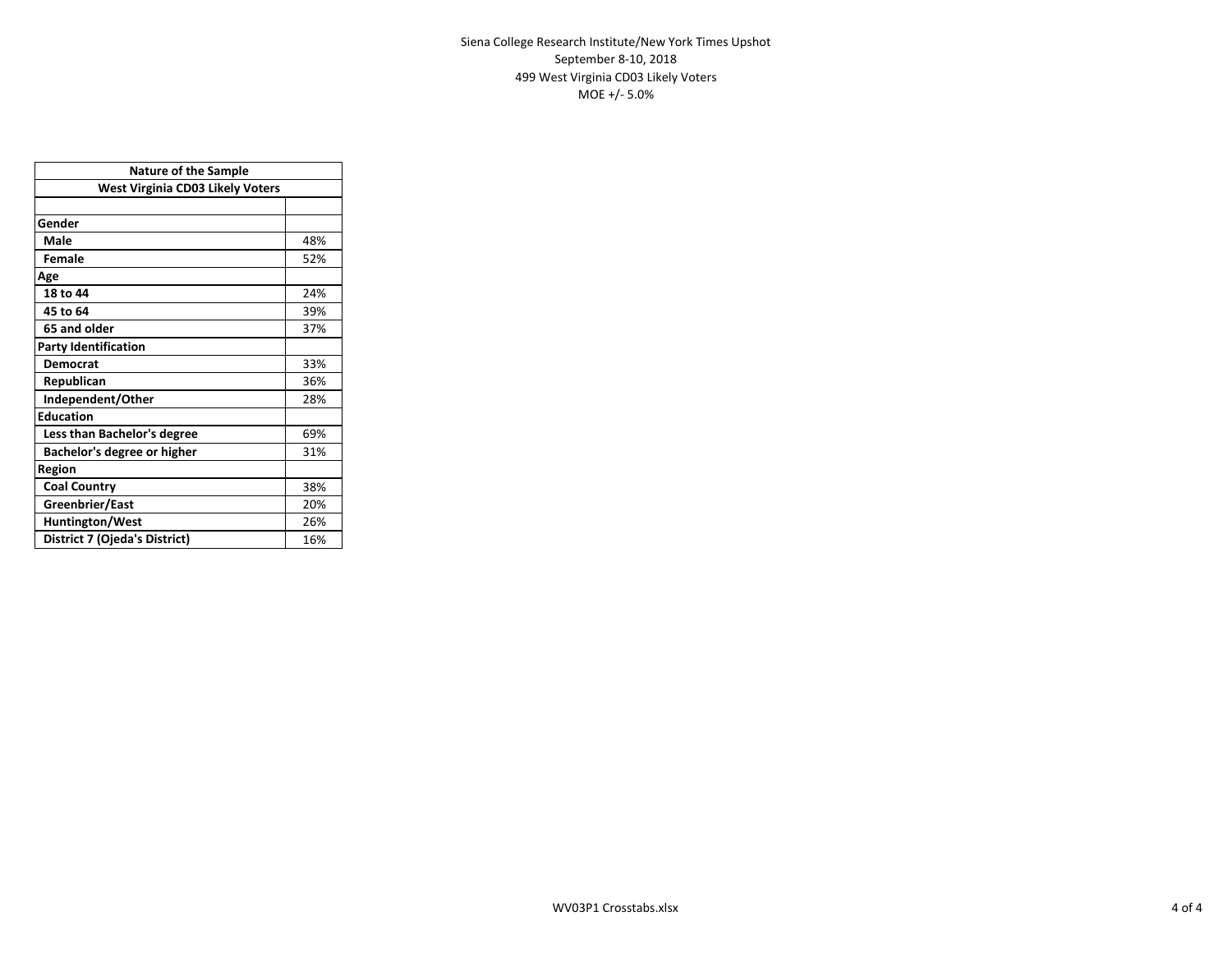Siena College Research Institute/New York Times Upshot
September 8-10, 2018
499 West Virginia CD03 Likely Voters
MOE +/- 5.0%

| Nature of the Sample | |
|---|---|
| **West Virginia CD03 Likely Voters** | |
| | |
| **Gender** | |
| **Male** | 48% |
| **Female** | 52% |
| **Age** | |
| **18 to 44** | 24% |
| **45 to 64** | 39% |
| **65 and older** | 37% |
| **Party Identification** | |
| **Democrat** | 33% |
| **Republican** | 36% |
| **Independent/Other** | 28% |
| **Education** | |
| **Less than Bachelor's degree** | 69% |
| **Bachelor's degree or higher** | 31% |
| **Region** | |
| **Coal Country** | 38% |
| **Greenbrier/East** | 20% |
| **Huntington/West** | 26% |
| **District 7 (Ojeda's District)** | 16% |

WV03P1 Crosstabs.xlsx